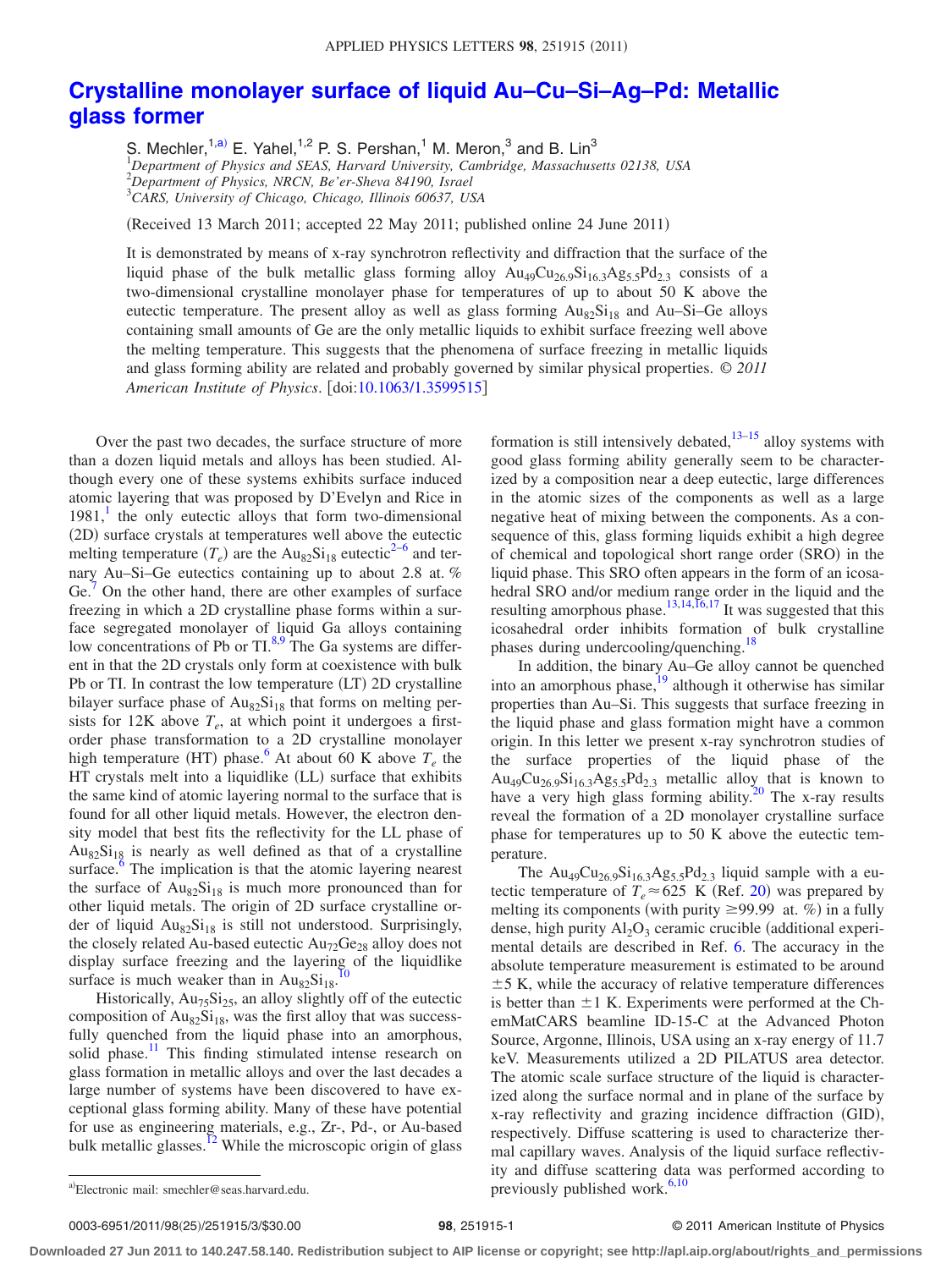# Crystalline monolayer surface of liquid Au–Cu–Si–Ag–Pd: Metallic glass former

S. Mechler,[1,a)] E. Yahel,[1,2] P. S. Pershan,[1] M. Meron,[3] and B. Lin[3]

[1]*Department of Physics and SEAS, Harvard University, Cambridge, Massachusetts 02138, USA*
[2]*Department of Physics, NRCN, Be'er-Sheva 84190, Israel*
[3]*CARS, University of Chicago, Chicago, Illinois 60637, USA*

(Received 13 March 2011; accepted 22 May 2011; published online 24 June 2011)

It is demonstrated by means of x-ray synchrotron reflectivity and diffraction that the surface of the liquid phase of the bulk metallic glass forming alloy $Au_{49}Cu_{26.9}Si_{16.3}Ag_{5.5}Pd_{2.3}$ consists of a two-dimensional crystalline monolayer phase for temperatures of up to about 50 K above the eutectic temperature. The present alloy as well as glass forming $Au_{82}Si_{18}$ and Au–Si–Ge alloys containing small amounts of Ge are the only metallic liquids to exhibit surface freezing well above the melting temperature. This suggests that the phenomena of surface freezing in metallic liquids and glass forming ability are related and probably governed by similar physical properties. *© 2011 American Institute of Physics*. [doi:10.1063/1.3599515]

Over the past two decades, the surface structure of more than a dozen liquid metals and alloys has been studied. Although every one of these systems exhibits surface induced atomic layering that was proposed by D'Evelyn and Rice in 1981,[1] the only eutectic alloys that form two-dimensional (2D) surface crystals at temperatures well above the eutectic melting temperature ($T_e$) are the $Au_{82}Si_{18}$ eutectic[2–6] and ternary Au–Si–Ge eutectics containing up to about 2.8 at. % Ge.[7] On the other hand, there are other examples of surface freezing in which a 2D crystalline phase forms within a surface segregated monolayer of liquid Ga alloys containing low concentrations of Pb or Tl.[8,9] The Ga systems are different in that the 2D crystals only form at coexistence with bulk Pb or Tl. In contrast the low temperature (LT) 2D crystalline bilayer surface phase of $Au_{82}Si_{18}$ that forms on melting persists for 12K above $T_e$, at which point it undergoes a first-order phase transformation to a 2D crystalline monolayer high temperature (HT) phase.[6] At about 60 K above $T_e$ the HT crystals melt into a liquidlike (LL) surface that exhibits the same kind of atomic layering normal to the surface that is found for all other liquid metals. However, the electron density model that best fits the reflectivity for the LL phase of $Au_{82}Si_{18}$ is nearly as well defined as that of a crystalline surface.[6] The implication is that the atomic layering nearest the surface of $Au_{82}Si_{18}$ is much more pronounced than for other liquid metals. The origin of 2D surface crystalline order of liquid $Au_{82}Si_{18}$ is still not understood. Surprisingly, the closely related Au-based eutectic $Au_{72}Ge_{28}$ alloy does not display surface freezing and the layering of the liquidlike surface is much weaker than in $Au_{82}Si_{18}$.[10]

Historically, $Au_{75}Si_{25}$, an alloy slightly off of the eutectic composition of $Au_{82}Si_{18}$, was the first alloy that was successfully quenched from the liquid phase into an amorphous, solid phase.[11] This finding stimulated intense research on glass formation in metallic alloys and over the last decades a large number of systems have been discovered to have exceptional glass forming ability. Many of these have potential for use as engineering materials, e.g., Zr-, Pd-, or Au-based bulk metallic glasses.[12] While the microscopic origin of glass formation is still intensively debated,[13–15] alloy systems with good glass forming ability generally seem to be characterized by a composition near a deep eutectic, large differences in the atomic sizes of the components as well as a large negative heat of mixing between the components. As a consequence of this, glass forming liquids exhibit a high degree of chemical and topological short range order (SRO) in the liquid phase. This SRO often appears in the form of an icosahedral SRO and/or medium range order in the liquid and the resulting amorphous phase.[13,14,16,17] It was suggested that this icosahedral order inhibits formation of bulk crystalline phases during undercooling/quenching.[18]

In addition, the binary Au–Ge alloy cannot be quenched into an amorphous phase,[19] although it otherwise has similar properties than Au–Si. This suggests that surface freezing in the liquid phase and glass formation might have a common origin. In this letter we present x-ray synchrotron studies of the surface properties of the liquid phase of the $Au_{49}Cu_{26.9}Si_{16.3}Ag_{5.5}Pd_{2.3}$ metallic alloy that is known to have a very high glass forming ability.[20] The x-ray results reveal the formation of a 2D monolayer crystalline surface phase for temperatures up to 50 K above the eutectic temperature.

The $Au_{49}Cu_{26.9}Si_{16.3}Ag_{5.5}Pd_{2.3}$ liquid sample with a eutectic temperature of $T_e \approx 625$ K (Ref. 20) was prepared by melting its components (with purity $\geq$99.99 at. %) in a fully dense, high purity $Al_2O_3$ ceramic crucible (additional experimental details are described in Ref. 6. The accuracy in the absolute temperature measurement is estimated to be around $\pm$5 K, while the accuracy of relative temperature differences is better than $\pm$1 K. Experiments were performed at the ChemMatCARS beamline ID-15-C at the Advanced Photon Source, Argonne, Illinois, USA using an x-ray energy of 11.7 keV. Measurements utilized a 2D PILATUS area detector. The atomic scale surface structure of the liquid is characterized along the surface normal and in plane of the surface by x-ray reflectivity and grazing incidence diffraction (GID), respectively. Diffuse scattering is used to characterize thermal capillary waves. Analysis of the liquid surface reflectivity and diffuse scattering data was performed according to previously published work.[6,10]

[a)]Electronic mail: smechler@seas.harvard.edu.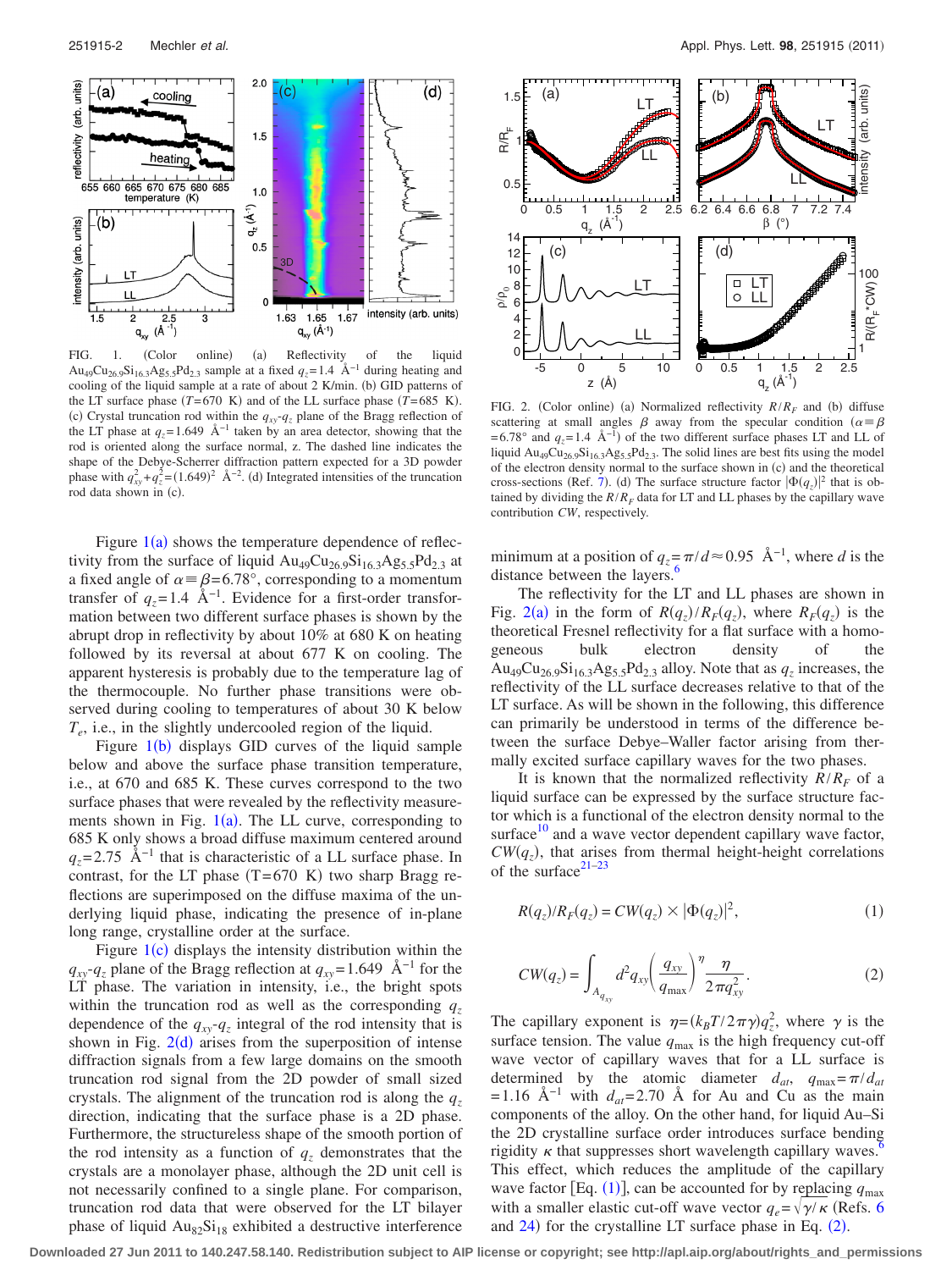FIG. 1. (Color online) (a) Reflectivity of the liquid $Au_{49}Cu_{26.9}Si_{16.3}Ag_{5.5}Pd_{2.3}$ sample at a fixed $q_z = 1.4$ Å$^{-1}$ during heating and cooling of the liquid sample at a rate of about 2 K/min. (b) GID patterns of the LT surface phase ($T = 670$ K) and of the LL surface phase ($T = 685$ K). (c) Crystal truncation rod within the $q_{xy}$-$q_z$ plane of the Bragg reflection of the LT phase at $q_z = 1.649$ Å$^{-1}$ taken by an area detector, showing that the rod is oriented along the surface normal, z. The dashed line indicates the shape of the Debye-Scherrer diffraction pattern expected for a 3D powder phase with $q_{xy}^2 + q_z^2 = (1.649)^2$ Å$^{-2}$. (d) Integrated intensities of the truncation rod data shown in (c).

FIG. 2. (Color online) (a) Normalized reflectivity $R/R_F$ and (b) diffuse scattering at small angles $\beta$ away from the specular condition ($\alpha \equiv \beta = 6.78°$ and $q_z = 1.4$ Å$^{-1}$) of the two different surface phases LT and LL of liquid $Au_{49}Cu_{26.9}Si_{16.3}Ag_{5.5}Pd_{2.3}$. The solid lines are best fits using the model of the electron density normal to the surface shown in (c) and the theoretical cross-sections (Ref. 7). (d) The surface structure factor $|\Phi(q_z)|^2$ that is obtained by dividing the $R/R_F$ data for LT and LL phases by the capillary wave contribution $CW$, respectively.

Figure 1(a) shows the temperature dependence of reflectivity from the surface of liquid $Au_{49}Cu_{26.9}Si_{16.3}Ag_{5.5}Pd_{2.3}$ at a fixed angle of $\alpha \equiv \beta = 6.78°$, corresponding to a momentum transfer of $q_z = 1.4$ Å$^{-1}$. Evidence for a first-order transformation between two different surface phases is shown by the abrupt drop in reflectivity by about 10% at 680 K on heating followed by its reversal at about 677 K on cooling. The apparent hysteresis is probably due to the temperature lag of the thermocouple. No further phase transitions were observed during cooling to temperatures of about 30 K below $T_e$, i.e., in the slightly undercooled region of the liquid.

Figure 1(b) displays GID curves of the liquid sample below and above the surface phase transition temperature, i.e., at 670 and 685 K. These curves correspond to the two surface phases that were revealed by the reflectivity measurements shown in Fig. 1(a). The LL curve, corresponding to 685 K only shows a broad diffuse maximum centered around $q_z = 2.75$ Å$^{-1}$ that is characteristic of a LL surface phase. In contrast, for the LT phase (T=670 K) two sharp Bragg reflections are superimposed on the diffuse maxima of the underlying liquid phase, indicating the presence of in-plane long range, crystalline order at the surface.

Figure 1(c) displays the intensity distribution within the $q_{xy}$-$q_z$ plane of the Bragg reflection at $q_{xy} = 1.649$ Å$^{-1}$ for the LT phase. The variation in intensity, i.e., the bright spots within the truncation rod as well as the corresponding $q_z$ dependence of the $q_{xy}$-$q_z$ integral of the rod intensity that is shown in Fig. 2(d) arises from the superposition of intense diffraction signals from a few large domains on the smooth truncation rod signal from the 2D powder of small sized crystals. The alignment of the truncation rod is along the $q_z$ direction, indicating that the surface phase is a 2D phase. Furthermore, the structureless shape of the smooth portion of the rod intensity as a function of $q_z$ demonstrates that the crystals are a monolayer phase, although the 2D unit cell is not necessarily confined to a single plane. For comparison, truncation rod data that were observed for the LT bilayer phase of liquid $Au_{82}Si_{18}$ exhibited a destructive interference minimum at a position of $q_z = \pi/d \approx 0.95$ Å$^{-1}$, where $d$ is the distance between the layers.[6]

The reflectivity for the LT and LL phases are shown in Fig. 2(a) in the form of $R(q_z)/R_F(q_z)$, where $R_F(q_z)$ is the theoretical Fresnel reflectivity for a flat surface with a homogeneous bulk electron density of the $Au_{49}Cu_{26.9}Si_{16.3}Ag_{5.5}Pd_{2.3}$ alloy. Note that as $q_z$ increases, the reflectivity of the LL surface decreases relative to that of the LT surface. As will be shown in the following, this difference can primarily be understood in terms of the difference between the surface Debye–Waller factor arising from thermally excited surface capillary waves for the two phases.

It is known that the normalized reflectivity $R/R_F$ of a liquid surface can be expressed by the surface structure factor which is a functional of the electron density normal to the surface[10] and a wave vector dependent capillary wave factor, $CW(q_z)$, that arises from thermal height-height correlations of the surface[21–23]

$$R(q_z)/R_F(q_z) = CW(q_z) \times |\Phi(q_z)|^2, \tag{1}$$

$$CW(q_z) = \int_{A_{q_{xy}}} d^2 q_{xy} \left(\frac{q_{xy}}{q_{max}}\right)^{\eta} \frac{\eta}{2\pi q_{xy}^2}. \tag{2}$$

The capillary exponent is $\eta = (k_B T / 2\pi\gamma) q_z^2$, where $\gamma$ is the surface tension. The value $q_{max}$ is the high frequency cut-off wave vector of capillary waves that for a LL surface is determined by the atomic diameter $d_{at}$, $q_{max} = \pi/d_{at} = 1.16$ Å$^{-1}$ with $d_{at} = 2.70$ Å for Au and Cu as the main components of the alloy. On the other hand, for liquid Au–Si the 2D crystalline surface order introduces surface bending rigidity $\kappa$ that suppresses short wavelength capillary waves.[6] This effect, which reduces the amplitude of the capillary wave factor [Eq. (1)], can be accounted for by replacing $q_{max}$ with a smaller elastic cut-off wave vector $q_e = \sqrt{\gamma/\kappa}$ (Refs. 6 and 24) for the crystalline LT surface phase in Eq. (2).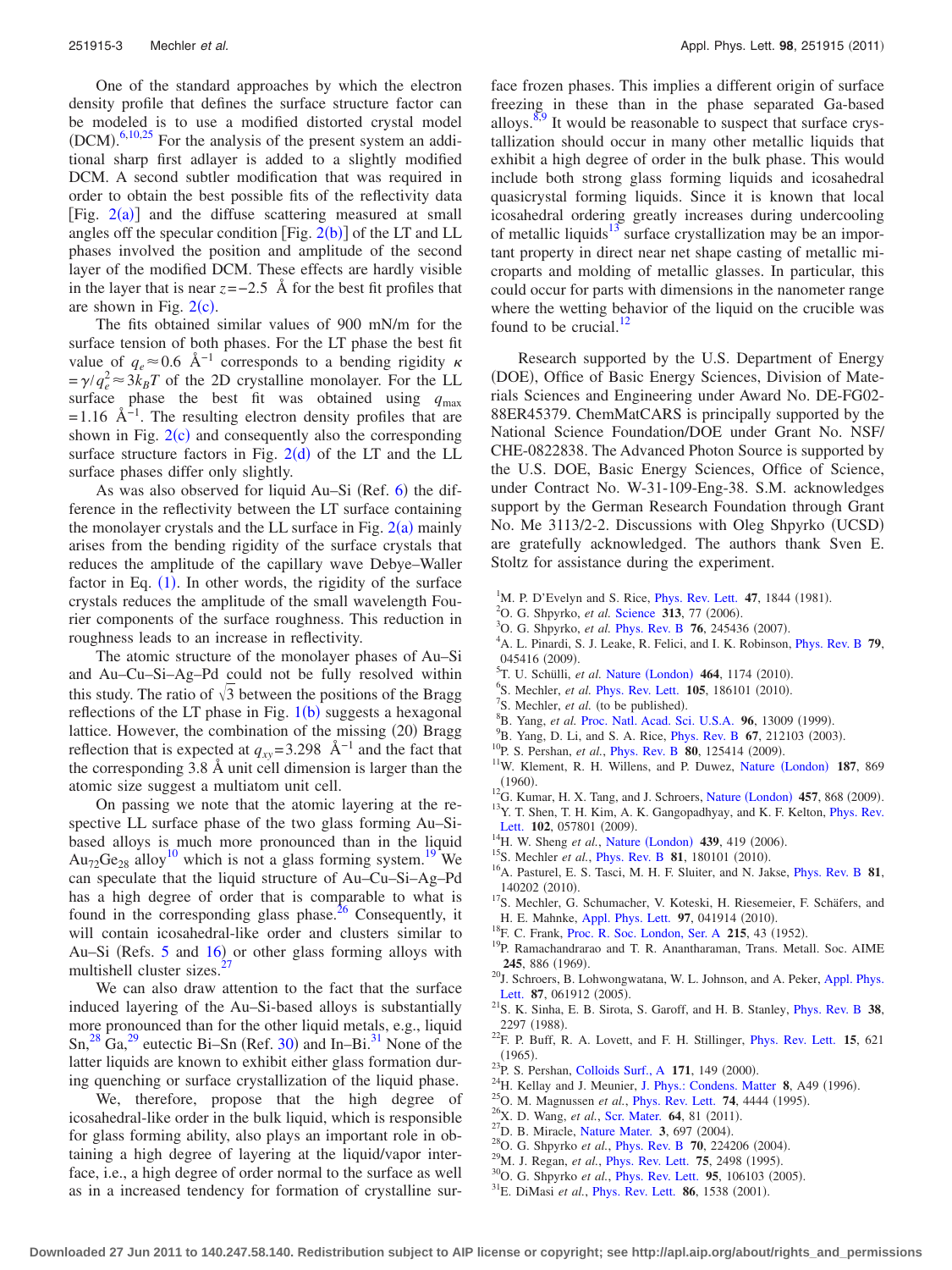One of the standard approaches by which the electron density profile that defines the surface structure factor can be modeled is to use a modified distorted crystal model (DCM).[6,10,25] For the analysis of the present system an additional sharp first adlayer is added to a slightly modified DCM. A second subtler modification that was required in order to obtain the best possible fits of the reflectivity data [Fig. 2(a)] and the diffuse scattering measured at small angles off the specular condition [Fig. 2(b)] of the LT and LL phases involved the position and amplitude of the second layer of the modified DCM. These effects are hardly visible in the layer that is near $z=-2.5$ Å for the best fit profiles that are shown in Fig. 2(c).

The fits obtained similar values of 900 mN/m for the surface tension of both phases. For the LT phase the best fit value of $q_e \approx 0.6$ Å$^{-1}$ corresponds to a bending rigidity $\kappa = \gamma / q_e^2 \approx 3k_BT$ of the 2D crystalline monolayer. For the LL surface phase the best fit was obtained using $q_{\max} = 1.16$ Å$^{-1}$. The resulting electron density profiles that are shown in Fig. 2(c) and consequently also the corresponding surface structure factors in Fig. 2(d) of the LT and the LL surface phases differ only slightly.

As was also observed for liquid Au–Si (Ref. 6) the difference in the reflectivity between the LT surface containing the monolayer crystals and the LL surface in Fig. 2(a) mainly arises from the bending rigidity of the surface crystals that reduces the amplitude of the capillary wave Debye–Waller factor in Eq. (1). In other words, the rigidity of the surface crystals reduces the amplitude of the small wavelength Fourier components of the surface roughness. This reduction in roughness leads to an increase in reflectivity.

The atomic structure of the monolayer phases of Au–Si and Au–Cu–Si–Ag–Pd could not be fully resolved within this study. The ratio of $\sqrt{3}$ between the positions of the Bragg reflections of the LT phase in Fig. 1(b) suggests a hexagonal lattice. However, the combination of the missing (20) Bragg reflection that is expected at $q_{xy}=3.298$ Å$^{-1}$ and the fact that the corresponding 3.8 Å unit cell dimension is larger than the atomic size suggest a multiatom unit cell.

On passing we note that the atomic layering at the respective LL surface phase of the two glass forming Au–Si-based alloys is much more pronounced than in the liquid $Au_{72}Ge_{28}$ alloy[10] which is not a glass forming system.[19] We can speculate that the liquid structure of Au–Cu–Si–Ag–Pd has a high degree of order that is comparable to what is found in the corresponding glass phase.[26] Consequently, it will contain icosahedral-like order and clusters similar to Au–Si (Refs. 5 and 16) or other glass forming alloys with multishell cluster sizes.[27]

We can also draw attention to the fact that the surface induced layering of the Au–Si-based alloys is substantially more pronounced than for the other liquid metals, e.g., liquid Sn,[28] Ga,[29] eutectic Bi–Sn (Ref. 30) and In–Bi.[31] None of the latter liquids are known to exhibit either glass formation during quenching or surface crystallization of the liquid phase.

We, therefore, propose that the high degree of icosahedral-like order in the bulk liquid, which is responsible for glass forming ability, also plays an important role in obtaining a high degree of layering at the liquid/vapor interface, i.e., a high degree of order normal to the surface as well as in a increased tendency for formation of crystalline surface frozen phases. This implies a different origin of surface freezing in these than in the phase separated Ga-based alloys.[8,9] It would be reasonable to suspect that surface crystallization should occur in many other metallic liquids that exhibit a high degree of order in the bulk phase. This would include both strong glass forming liquids and icosahedral quasicrystal forming liquids. Since it is known that local icosahedral ordering greatly increases during undercooling of metallic liquids[13] surface crystallization may be an important property in direct near net shape casting of metallic microparts and molding of metallic glasses. In particular, this could occur for parts with dimensions in the nanometer range where the wetting behavior of the liquid on the crucible was found to be crucial.[12]

Research supported by the U.S. Department of Energy (DOE), Office of Basic Energy Sciences, Division of Materials Sciences and Engineering under Award No. DE-FG02-88ER45379. ChemMatCARS is principally supported by the National Science Foundation/DOE under Grant No. NSF/CHE-0822838. The Advanced Photon Source is supported by the U.S. DOE, Basic Energy Sciences, Office of Science, under Contract No. W-31-109-Eng-38. S.M. acknowledges support by the German Research Foundation through Grant No. Me 3113/2-2. Discussions with Oleg Shpyrko (UCSD) are gratefully acknowledged. The authors thank Sven E. Stoltz for assistance during the experiment.

[1] M. P. D'Evelyn and S. Rice, Phys. Rev. Lett. **47**, 1844 (1981).
[2] O. G. Shpyrko, *et al.* Science **313**, 77 (2006).
[3] O. G. Shpyrko, *et al.* Phys. Rev. B **76**, 245436 (2007).
[4] A. L. Pinardi, S. J. Leake, R. Felici, and I. K. Robinson, Phys. Rev. B **79**, 045416 (2009).
[5] T. U. Schülli, *et al.* Nature (London) **464**, 1174 (2010).
[6] S. Mechler, *et al.* Phys. Rev. Lett. **105**, 186101 (2010).
[7] S. Mechler, *et al.* (to be published).
[8] B. Yang, *et al.* Proc. Natl. Acad. Sci. U.S.A. **96**, 13009 (1999).
[9] B. Yang, D. Li, and S. A. Rice, Phys. Rev. B **67**, 212103 (2003).
[10] P. S. Pershan, *et al.*, Phys. Rev. B **80**, 125414 (2009).
[11] W. Klement, R. H. Willens, and P. Duwez, Nature (London) **187**, 869 (1960).
[12] G. Kumar, H. X. Tang, and J. Schroers, Nature (London) **457**, 868 (2009).
[13] Y. T. Shen, T. H. Kim, A. K. Gangopadhyay, and K. F. Kelton, Phys. Rev. Lett. **102**, 057801 (2009).
[14] H. W. Sheng *et al.*, Nature (London) **439**, 419 (2006).
[15] S. Mechler *et al.*, Phys. Rev. B **81**, 180101 (2010).
[16] A. Pasturel, E. S. Tasci, M. H. F. Sluiter, and N. Jakse, Phys. Rev. B **81**, 140202 (2010).
[17] S. Mechler, G. Schumacher, V. Koteski, H. Riesemeier, F. Schäfers, and H. E. Mahnke, Appl. Phys. Lett. **97**, 041914 (2010).
[18] F. C. Frank, Proc. R. Soc. London, Ser. A **215**, 43 (1952).
[19] P. Ramachandrarao and T. R. Anantharaman, Trans. Metall. Soc. AIME **245**, 886 (1969).
[20] J. Schroers, B. Lohwongwatana, W. L. Johnson, and A. Peker, Appl. Phys. Lett. **87**, 061912 (2005).
[21] S. K. Sinha, E. B. Sirota, S. Garoff, and H. B. Stanley, Phys. Rev. B **38**, 2297 (1988).
[22] F. P. Buff, R. A. Lovett, and F. H. Stillinger, Phys. Rev. Lett. **15**, 621 (1965).
[23] P. S. Pershan, Colloids Surf., A **171**, 149 (2000).
[24] H. Kellay and J. Meunier, J. Phys.: Condens. Matter **8**, A49 (1996).
[25] O. M. Magnussen *et al.*, Phys. Rev. Lett. **74**, 4444 (1995).
[26] X. D. Wang, *et al.*, Scr. Mater. **64**, 81 (2011).
[27] D. B. Miracle, Nature Mater. **3**, 697 (2004).
[28] O. G. Shpyrko *et al.*, Phys. Rev. B **70**, 224206 (2004).
[29] M. J. Regan, *et al.*, Phys. Rev. Lett. **75**, 2498 (1995).
[30] O. G. Shpyrko *et al.*, Phys. Rev. Lett. **95**, 106103 (2005).
[31] E. DiMasi *et al.*, Phys. Rev. Lett. **86**, 1538 (2001).